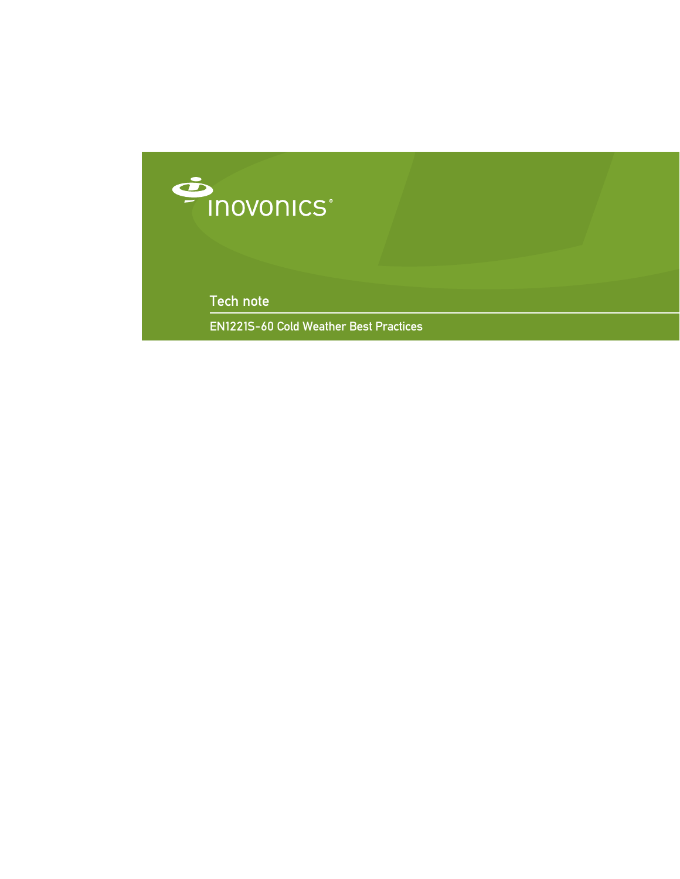inovonics®

# Tech note

## EN1221S-60 Cold Weather Best Practices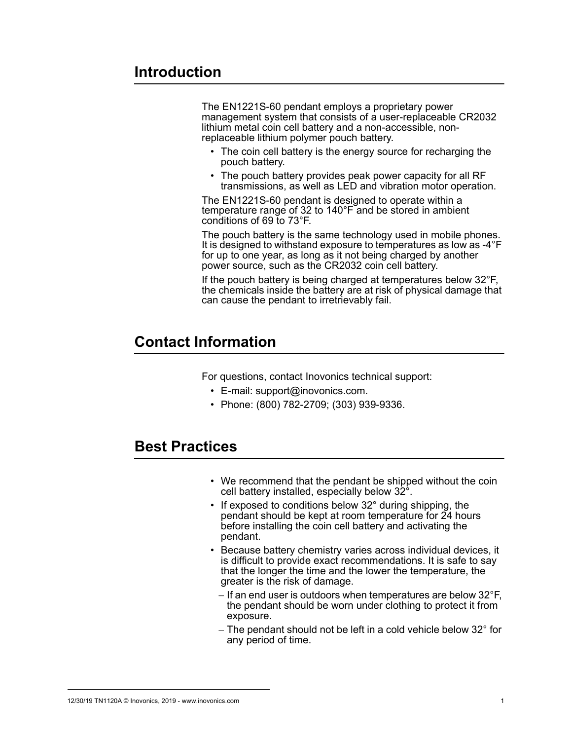## Introduction

The EN1221S-60 pendant employs a proprietary power management system that consists of a user-replaceable CR2032 lithium metal coin cell battery and a non-accessible, non-replaceable lithium polymer pouch battery.

- The coin cell battery is the energy source for recharging the pouch battery.
- The pouch battery provides peak power capacity for all RF transmissions, as well as LED and vibration motor operation.

The EN1221S-60 pendant is designed to operate within a temperature range of 32 to 140°F and be stored in ambient conditions of 69 to 73°F.

The pouch battery is the same technology used in mobile phones. It is designed to withstand exposure to temperatures as low as -4°F for up to one year, as long as it not being charged by another power source, such as the CR2032 coin cell battery.

If the pouch battery is being charged at temperatures below 32°F, the chemicals inside the battery are at risk of physical damage that can cause the pendant to irretrievably fail.

## Contact Information

For questions, contact Inovonics technical support:

- E-mail: support@inovonics.com.
- Phone: (800) 782-2709; (303) 939-9336.

## Best Practices

- We recommend that the pendant be shipped without the coin cell battery installed, especially below 32°.
- If exposed to conditions below 32° during shipping, the pendant should be kept at room temperature for 24 hours before installing the coin cell battery and activating the pendant.
- Because battery chemistry varies across individual devices, it is difficult to provide exact recommendations. It is safe to say that the longer the time and the lower the temperature, the greater is the risk of damage.
  - If an end user is outdoors when temperatures are below 32°F, the pendant should be worn under clothing to protect it from exposure.
  - The pendant should not be left in a cold vehicle below 32° for any period of time.